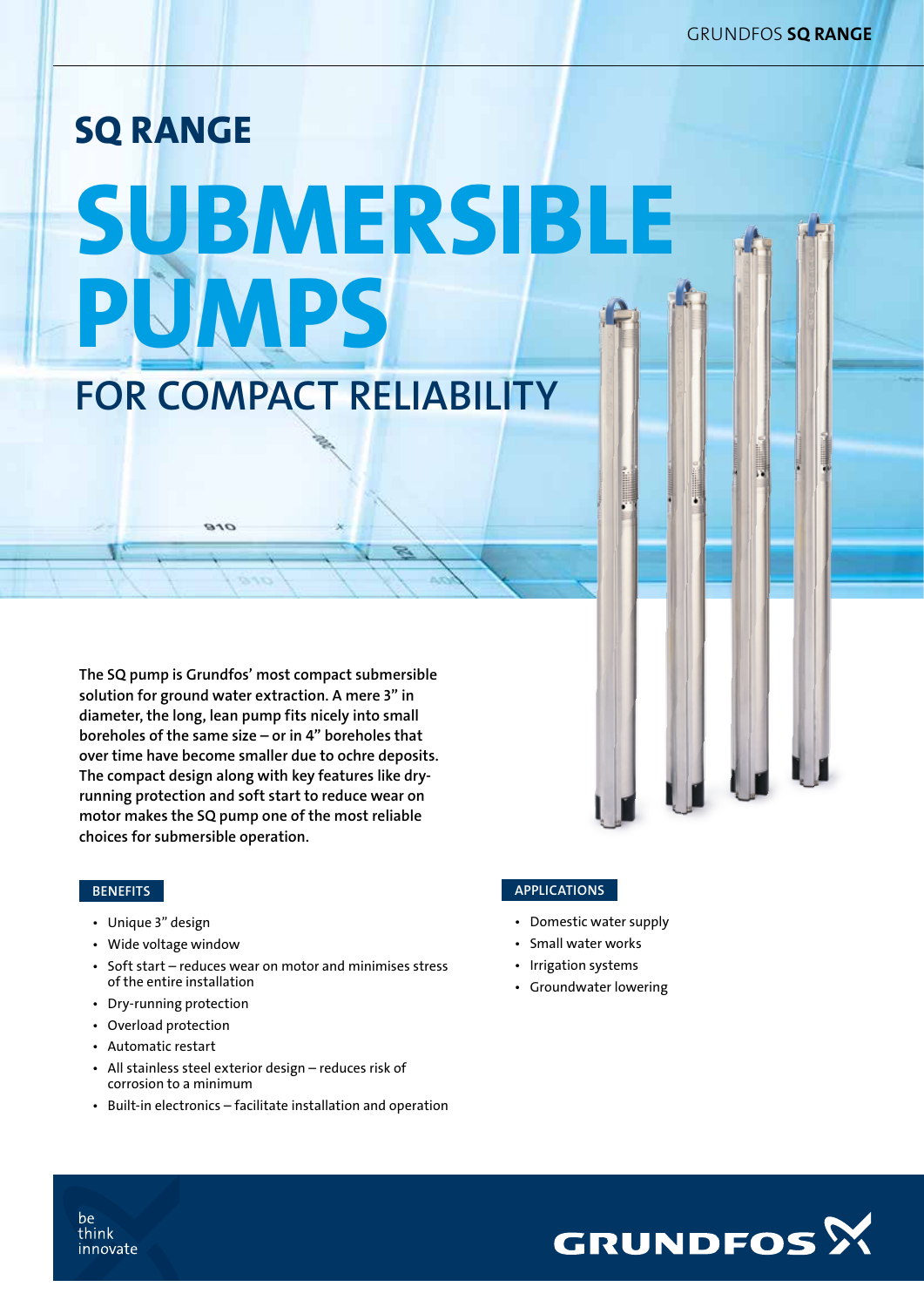# SQ RANGE

# SUBMERSIBLE PUMPS

## FOR COMPACT RELIABILITY

**The SQ pump is Grundfos' most compact submersible solution for ground water extraction. A mere 3" in diameter, the long, lean pump fits nicely into small boreholes of the same size – or in 4" boreholes that over time have become smaller due to ochre deposits. The compact design along with key features like dry-running protection and soft start to reduce wear on motor makes the SQ pump one of the most reliable choices for submersible operation.**

### BENEFITS

- Unique 3" design
- Wide voltage window
- Soft start – reduces wear on motor and minimises stress of the entire installation
- Dry-running protection
- Overload protection
- Automatic restart
- All stainless steel exterior design – reduces risk of corrosion to a minimum
- Built-in electronics – facilitate installation and operation

### APPLICATIONS

- Domestic water supply
- Small water works
- Irrigation systems
- Groundwater lowering

be
think
innovate

GRUNDFOS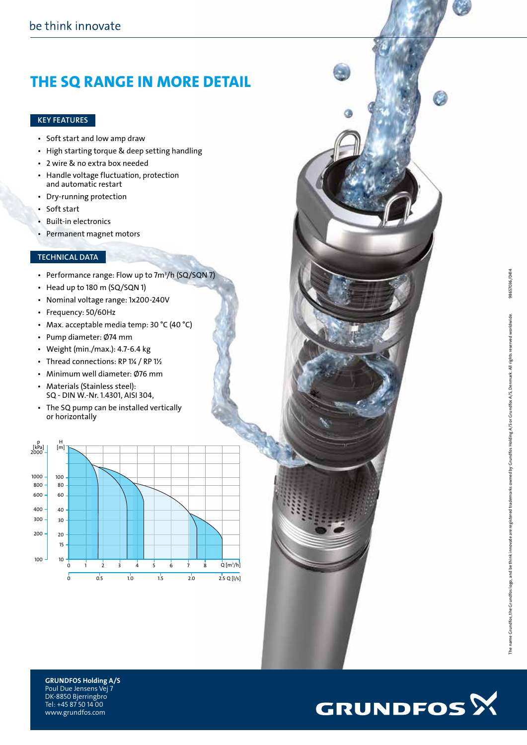be think innovate

# THE SQ RANGE IN MORE DETAIL

## KEY FEATURES

- Soft start and low amp draw
- High starting torque & deep setting handling
- 2 wire & no extra box needed
- Handle voltage fluctuation, protection and automatic restart
- Dry-running protection
- Soft start
- Built-in electronics
- Permanent magnet motors

## TECHNICAL DATA

- Performance range: Flow up to 7m³/h (SQ/SQN 7)
- Head up to 180 m (SQ/SQN 1)
- Nominal voltage range: 1x200-240V
- Frequency: 50/60Hz
- Max. acceptable media temp: 30 °C (40 °C)
- Pump diameter: Ø74 mm
- Weight (min./max.): 4.7-6.4 kg
- Thread connections: RP 1¼ / RP 1½
- Minimum well diameter: Ø76 mm
- Materials (Stainless steel): SQ - DIN W.-Nr. 1.4301, AISI 304,
- The SQ pump can be installed vertically or horizontally

p [kPa]
2000
1000
800
600
400
300
200
100

H [m]
100
80
60
40
30
20
15
10

0 1 2 3 4 5 6 7 8 Q [m³/h]

0 0.5 1.0 1.5 2.0 2.5 Q [l/s]

The name Grundfos, the Grundfos logo, and be think innovate are registered trademarks owned by Grundfos Holding A/S or Grundfos A/S, Denmark. All rights reserved worldwide.

98657036/0414

**GRUNDFOS Holding A/S**
Poul Due Jensens Vej 7
DK-8850 Bjerringbro
Tel: +45 87 50 14 00
www.grundfos.com

GRUNDFOS